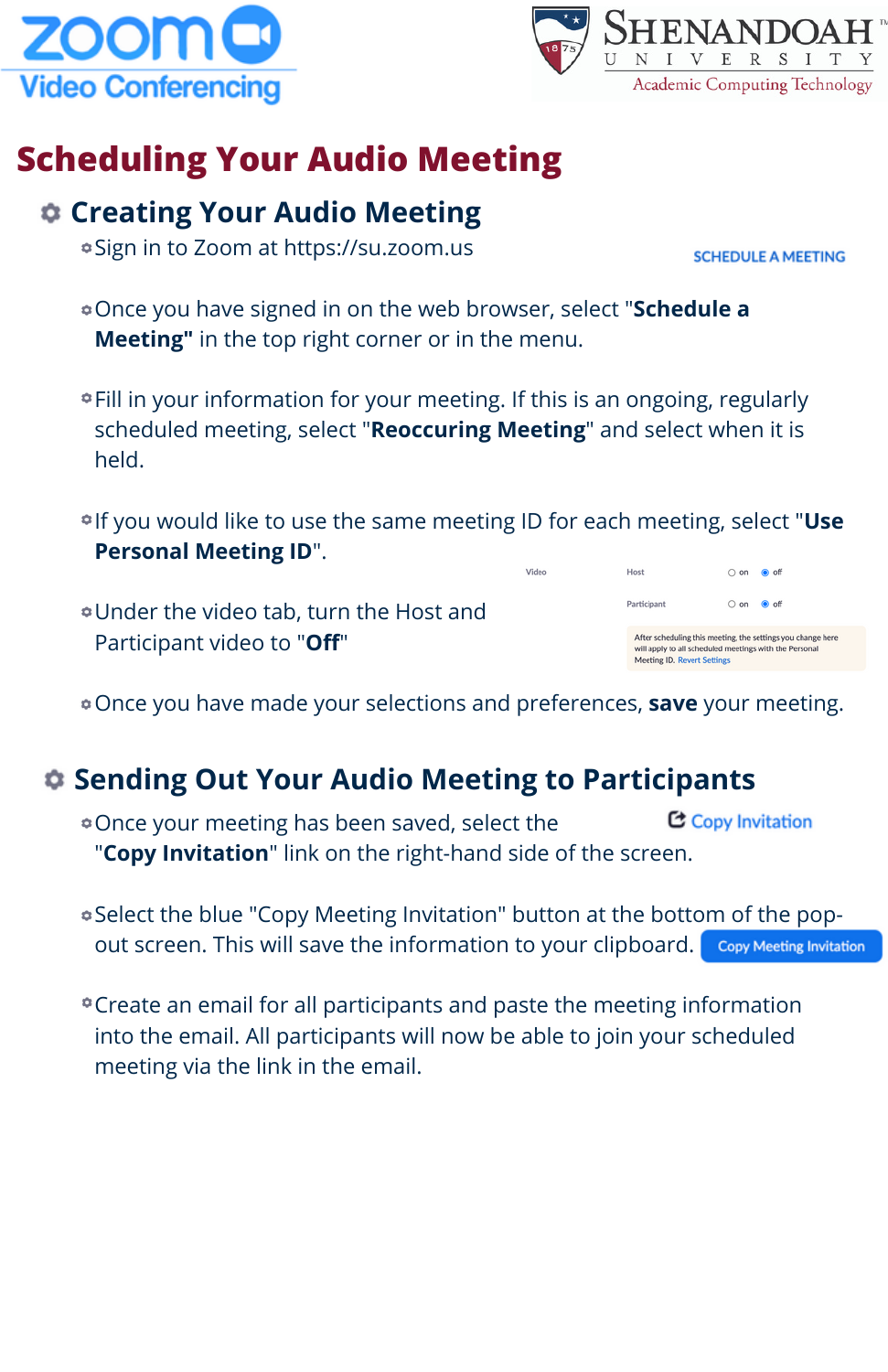Zoom Video Conferencing

Shenandoah University Academic Computing Technology

# Scheduling Your Audio Meeting

## Creating Your Audio Meeting

- Sign in to Zoom at https://su.zoom.us

SCHEDULE A MEETING

- Once you have signed in on the web browser, select "**Schedule a Meeting"** in the top right corner or in the menu.
- Fill in your information for your meeting. If this is an ongoing, regularly scheduled meeting, select "**Reoccuring Meeting**" and select when it is held.
- If you would like to use the same meeting ID for each meeting, select "**Use Personal Meeting ID**".
- Under the video tab, turn the Host and Participant video to "**Off**"

| Video | | |
|---|---|---|
| Host | on | off |
| Participant | on | off |

After scheduling this meeting, the settings you change here will apply to all scheduled meetings with the Personal Meeting ID. Revert Settings

- Once you have made your selections and preferences, **save** your meeting.

## Sending Out Your Audio Meeting to Participants

- Once your meeting has been saved, select the "**Copy Invitation**" link on the right-hand side of the screen.

Copy Invitation

- Select the blue "Copy Meeting Invitation" button at the bottom of the pop-out screen. This will save the information to your clipboard.

Copy Meeting Invitation

- Create an email for all participants and paste the meeting information into the email. All participants will now be able to join your scheduled meeting via the link in the email.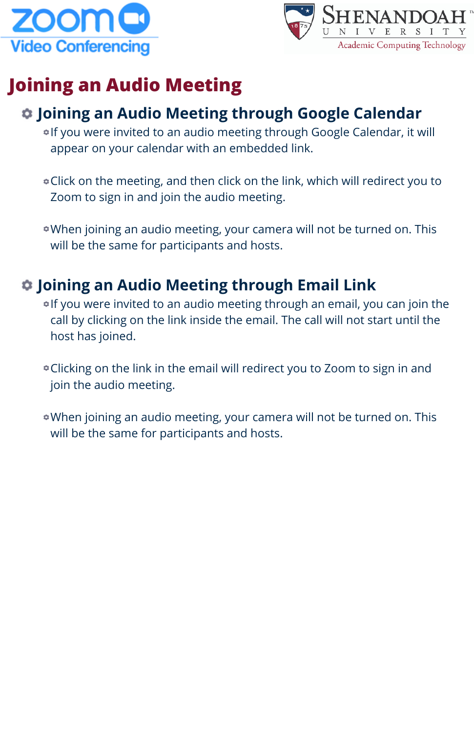# Joining an Audio Meeting

## Joining an Audio Meeting through Google Calendar

- If you were invited to an audio meeting through Google Calendar, it will appear on your calendar with an embedded link.
- Click on the meeting, and then click on the link, which will redirect you to Zoom to sign in and join the audio meeting.
- When joining an audio meeting, your camera will not be turned on. This will be the same for participants and hosts.

## Joining an Audio Meeting through Email Link

- If you were invited to an audio meeting through an email, you can join the call by clicking on the link inside the email. The call will not start until the host has joined.
- Clicking on the link in the email will redirect you to Zoom to sign in and join the audio meeting.
- When joining an audio meeting, your camera will not be turned on. This will be the same for participants and hosts.